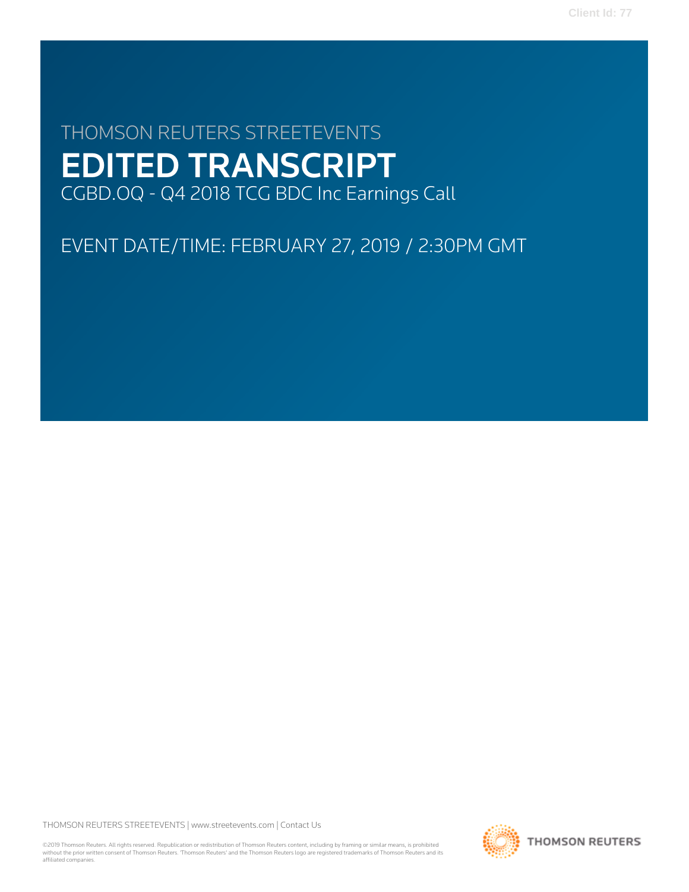# THOMSON REUTERS STREETEVENTS

# EDITED TRANSCRIPT

## CGBD.OQ - Q4 2018 TCG BDC Inc Earnings Call

## EVENT DATE/TIME: FEBRUARY 27, 2019 / 2:30PM GMT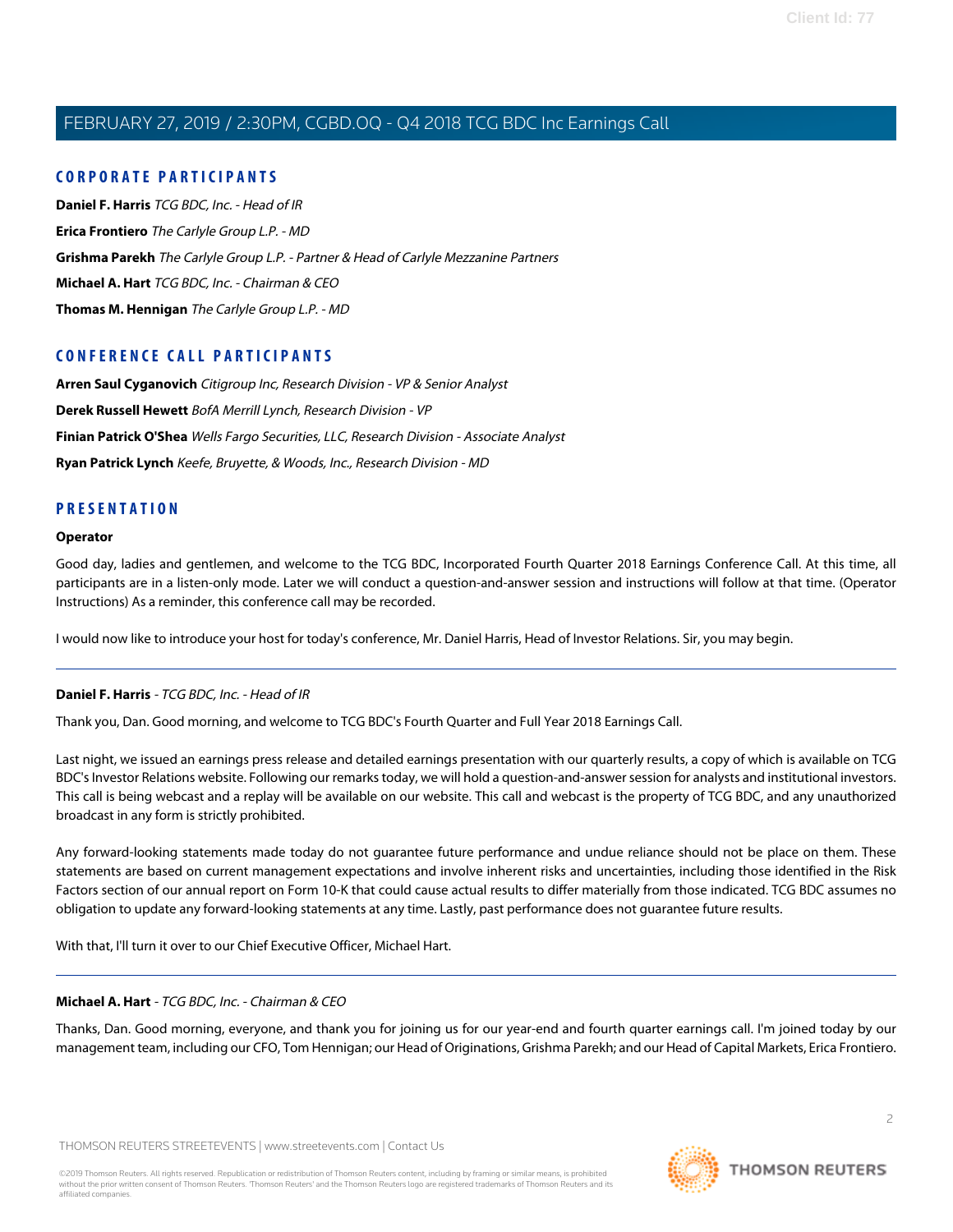## CORPORATE PARTICIPANTS

**Daniel F. Harris** *TCG BDC, Inc. - Head of IR*

**Erica Frontiero** *The Carlyle Group L.P. - MD*

**Grishma Parekh** *The Carlyle Group L.P. - Partner & Head of Carlyle Mezzanine Partners*

**Michael A. Hart** *TCG BDC, Inc. - Chairman & CEO*

**Thomas M. Hennigan** *The Carlyle Group L.P. - MD*

## CONFERENCE CALL PARTICIPANTS

**Arren Saul Cyganovich** *Citigroup Inc, Research Division - VP & Senior Analyst*

**Derek Russell Hewett** *BofA Merrill Lynch, Research Division - VP*

**Finian Patrick O'Shea** *Wells Fargo Securities, LLC, Research Division - Associate Analyst*

**Ryan Patrick Lynch** *Keefe, Bruyette, & Woods, Inc., Research Division - MD*

## PRESENTATION

**Operator**

Good day, ladies and gentlemen, and welcome to the TCG BDC, Incorporated Fourth Quarter 2018 Earnings Conference Call. At this time, all participants are in a listen-only mode. Later we will conduct a question-and-answer session and instructions will follow at that time. (Operator Instructions) As a reminder, this conference call may be recorded.

I would now like to introduce your host for today's conference, Mr. Daniel Harris, Head of Investor Relations. Sir, you may begin.

---

**Daniel F. Harris** - *TCG BDC, Inc. - Head of IR*

Thank you, Dan. Good morning, and welcome to TCG BDC's Fourth Quarter and Full Year 2018 Earnings Call.

Last night, we issued an earnings press release and detailed earnings presentation with our quarterly results, a copy of which is available on TCG BDC's Investor Relations website. Following our remarks today, we will hold a question-and-answer session for analysts and institutional investors. This call is being webcast and a replay will be available on our website. This call and webcast is the property of TCG BDC, and any unauthorized broadcast in any form is strictly prohibited.

Any forward-looking statements made today do not guarantee future performance and undue reliance should not be place on them. These statements are based on current management expectations and involve inherent risks and uncertainties, including those identified in the Risk Factors section of our annual report on Form 10-K that could cause actual results to differ materially from those indicated. TCG BDC assumes no obligation to update any forward-looking statements at any time. Lastly, past performance does not guarantee future results.

With that, I'll turn it over to our Chief Executive Officer, Michael Hart.

---

**Michael A. Hart** - *TCG BDC, Inc. - Chairman & CEO*

Thanks, Dan. Good morning, everyone, and thank you for joining us for our year-end and fourth quarter earnings call. I'm joined today by our management team, including our CFO, Tom Hennigan; our Head of Originations, Grishma Parekh; and our Head of Capital Markets, Erica Frontiero.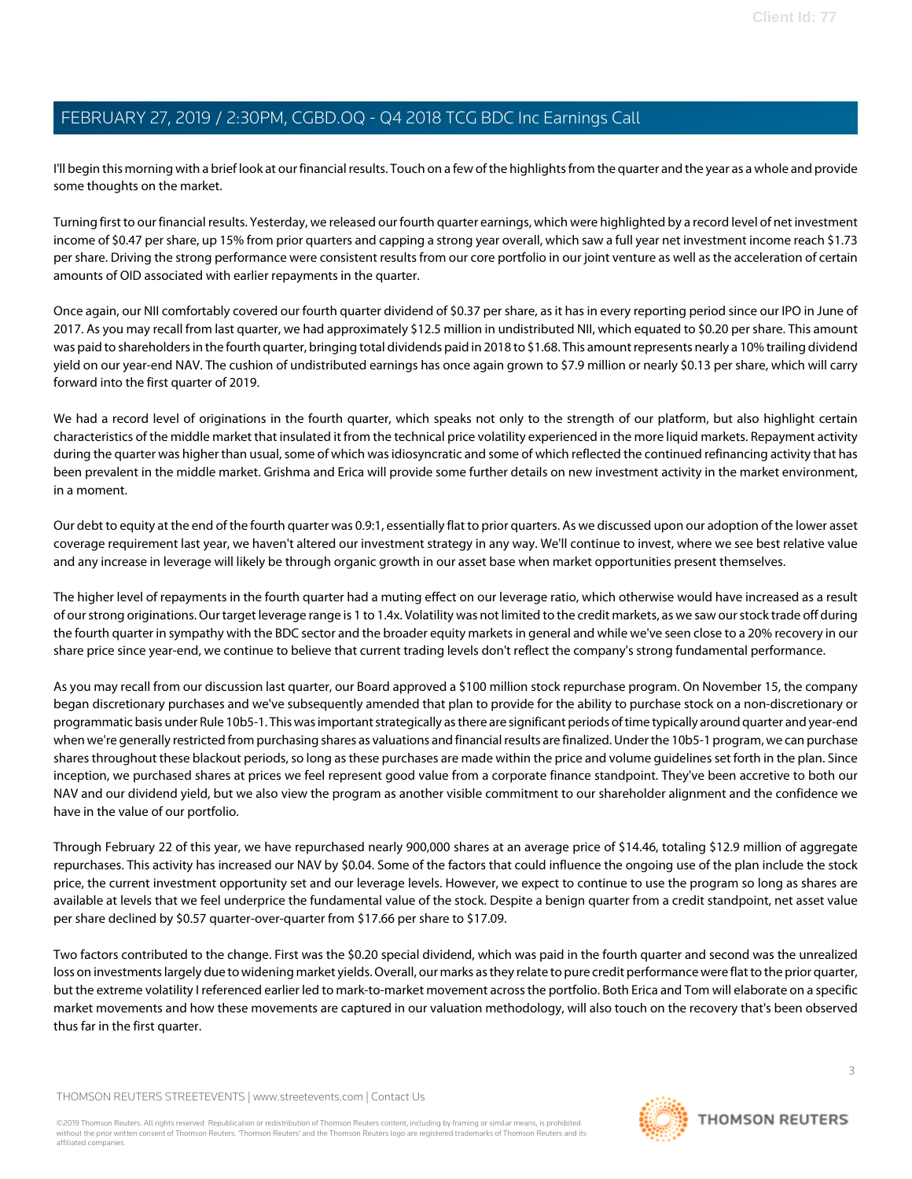I'll begin this morning with a brief look at our financial results. Touch on a few of the highlights from the quarter and the year as a whole and provide some thoughts on the market.

Turning first to our financial results. Yesterday, we released our fourth quarter earnings, which were highlighted by a record level of net investment income of $0.47 per share, up 15% from prior quarters and capping a strong year overall, which saw a full year net investment income reach $1.73 per share. Driving the strong performance were consistent results from our core portfolio in our joint venture as well as the acceleration of certain amounts of OID associated with earlier repayments in the quarter.

Once again, our NII comfortably covered our fourth quarter dividend of $0.37 per share, as it has in every reporting period since our IPO in June of 2017. As you may recall from last quarter, we had approximately $12.5 million in undistributed NII, which equated to $0.20 per share. This amount was paid to shareholders in the fourth quarter, bringing total dividends paid in 2018 to $1.68. This amount represents nearly a 10% trailing dividend yield on our year-end NAV. The cushion of undistributed earnings has once again grown to $7.9 million or nearly $0.13 per share, which will carry forward into the first quarter of 2019.

We had a record level of originations in the fourth quarter, which speaks not only to the strength of our platform, but also highlight certain characteristics of the middle market that insulated it from the technical price volatility experienced in the more liquid markets. Repayment activity during the quarter was higher than usual, some of which was idiosyncratic and some of which reflected the continued refinancing activity that has been prevalent in the middle market. Grishma and Erica will provide some further details on new investment activity in the market environment, in a moment.

Our debt to equity at the end of the fourth quarter was 0.9:1, essentially flat to prior quarters. As we discussed upon our adoption of the lower asset coverage requirement last year, we haven't altered our investment strategy in any way. We'll continue to invest, where we see best relative value and any increase in leverage will likely be through organic growth in our asset base when market opportunities present themselves.

The higher level of repayments in the fourth quarter had a muting effect on our leverage ratio, which otherwise would have increased as a result of our strong originations. Our target leverage range is 1 to 1.4x. Volatility was not limited to the credit markets, as we saw our stock trade off during the fourth quarter in sympathy with the BDC sector and the broader equity markets in general and while we've seen close to a 20% recovery in our share price since year-end, we continue to believe that current trading levels don't reflect the company's strong fundamental performance.

As you may recall from our discussion last quarter, our Board approved a $100 million stock repurchase program. On November 15, the company began discretionary purchases and we've subsequently amended that plan to provide for the ability to purchase stock on a non-discretionary or programmatic basis under Rule 10b5-1. This was important strategically as there are significant periods of time typically around quarter and year-end when we're generally restricted from purchasing shares as valuations and financial results are finalized. Under the 10b5-1 program, we can purchase shares throughout these blackout periods, so long as these purchases are made within the price and volume guidelines set forth in the plan. Since inception, we purchased shares at prices we feel represent good value from a corporate finance standpoint. They've been accretive to both our NAV and our dividend yield, but we also view the program as another visible commitment to our shareholder alignment and the confidence we have in the value of our portfolio.

Through February 22 of this year, we have repurchased nearly 900,000 shares at an average price of $14.46, totaling $12.9 million of aggregate repurchases. This activity has increased our NAV by $0.04. Some of the factors that could influence the ongoing use of the plan include the stock price, the current investment opportunity set and our leverage levels. However, we expect to continue to use the program so long as shares are available at levels that we feel underprice the fundamental value of the stock. Despite a benign quarter from a credit standpoint, net asset value per share declined by $0.57 quarter-over-quarter from $17.66 per share to $17.09.

Two factors contributed to the change. First was the $0.20 special dividend, which was paid in the fourth quarter and second was the unrealized loss on investments largely due to widening market yields. Overall, our marks as they relate to pure credit performance were flat to the prior quarter, but the extreme volatility I referenced earlier led to mark-to-market movement across the portfolio. Both Erica and Tom will elaborate on a specific market movements and how these movements are captured in our valuation methodology, will also touch on the recovery that's been observed thus far in the first quarter.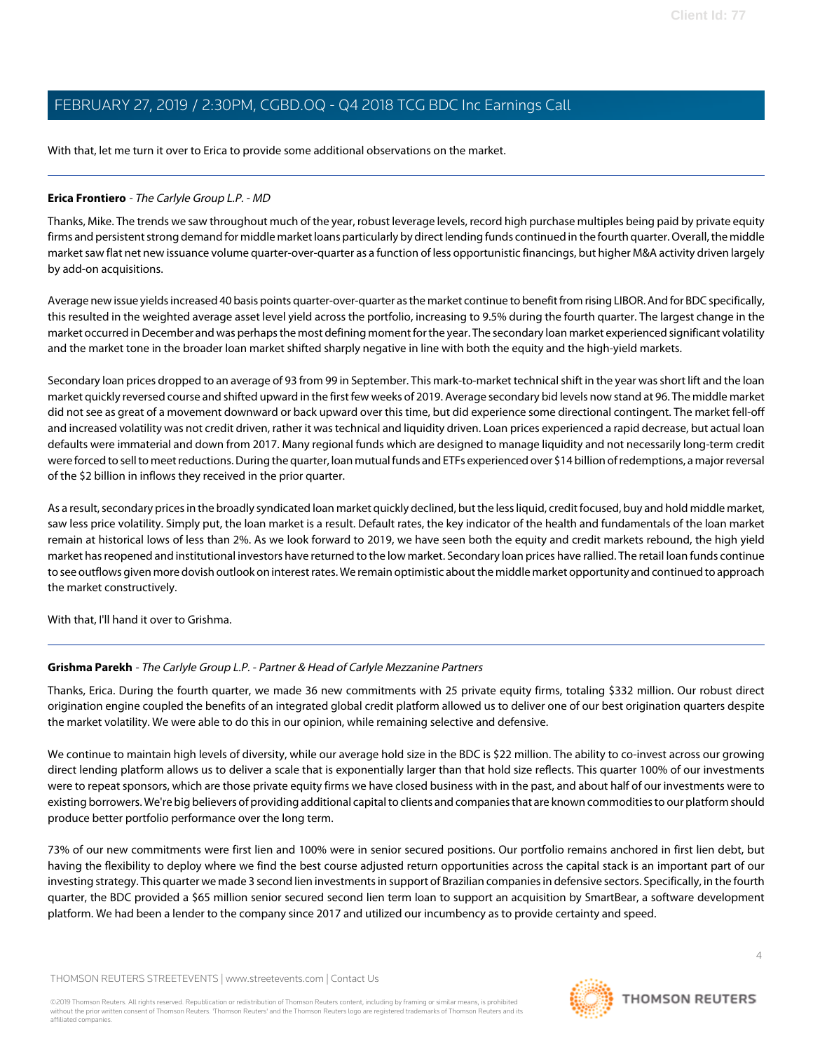With that, let me turn it over to Erica to provide some additional observations on the market.

---

**Erica Frontiero** - *The Carlyle Group L.P. - MD*

Thanks, Mike. The trends we saw throughout much of the year, robust leverage levels, record high purchase multiples being paid by private equity firms and persistent strong demand for middle market loans particularly by direct lending funds continued in the fourth quarter. Overall, the middle market saw flat net new issuance volume quarter-over-quarter as a function of less opportunistic financings, but higher M&A activity driven largely by add-on acquisitions.

Average new issue yields increased 40 basis points quarter-over-quarter as the market continue to benefit from rising LIBOR. And for BDC specifically, this resulted in the weighted average asset level yield across the portfolio, increasing to 9.5% during the fourth quarter. The largest change in the market occurred in December and was perhaps the most defining moment for the year. The secondary loan market experienced significant volatility and the market tone in the broader loan market shifted sharply negative in line with both the equity and the high-yield markets.

Secondary loan prices dropped to an average of 93 from 99 in September. This mark-to-market technical shift in the year was short lift and the loan market quickly reversed course and shifted upward in the first few weeks of 2019. Average secondary bid levels now stand at 96. The middle market did not see as great of a movement downward or back upward over this time, but did experience some directional contingent. The market fell-off and increased volatility was not credit driven, rather it was technical and liquidity driven. Loan prices experienced a rapid decrease, but actual loan defaults were immaterial and down from 2017. Many regional funds which are designed to manage liquidity and not necessarily long-term credit were forced to sell to meet reductions. During the quarter, loan mutual funds and ETFs experienced over $14 billion of redemptions, a major reversal of the $2 billion in inflows they received in the prior quarter.

As a result, secondary prices in the broadly syndicated loan market quickly declined, but the less liquid, credit focused, buy and hold middle market, saw less price volatility. Simply put, the loan market is a result. Default rates, the key indicator of the health and fundamentals of the loan market remain at historical lows of less than 2%. As we look forward to 2019, we have seen both the equity and credit markets rebound, the high yield market has reopened and institutional investors have returned to the low market. Secondary loan prices have rallied. The retail loan funds continue to see outflows given more dovish outlook on interest rates. We remain optimistic about the middle market opportunity and continued to approach the market constructively.

With that, I'll hand it over to Grishma.

---

**Grishma Parekh** - *The Carlyle Group L.P. - Partner & Head of Carlyle Mezzanine Partners*

Thanks, Erica. During the fourth quarter, we made 36 new commitments with 25 private equity firms, totaling $332 million. Our robust direct origination engine coupled the benefits of an integrated global credit platform allowed us to deliver one of our best origination quarters despite the market volatility. We were able to do this in our opinion, while remaining selective and defensive.

We continue to maintain high levels of diversity, while our average hold size in the BDC is $22 million. The ability to co-invest across our growing direct lending platform allows us to deliver a scale that is exponentially larger than that hold size reflects. This quarter 100% of our investments were to repeat sponsors, which are those private equity firms we have closed business with in the past, and about half of our investments were to existing borrowers. We're big believers of providing additional capital to clients and companies that are known commodities to our platform should produce better portfolio performance over the long term.

73% of our new commitments were first lien and 100% were in senior secured positions. Our portfolio remains anchored in first lien debt, but having the flexibility to deploy where we find the best course adjusted return opportunities across the capital stack is an important part of our investing strategy. This quarter we made 3 second lien investments in support of Brazilian companies in defensive sectors. Specifically, in the fourth quarter, the BDC provided a $65 million senior secured second lien term loan to support an acquisition by SmartBear, a software development platform. We had been a lender to the company since 2017 and utilized our incumbency as to provide certainty and speed.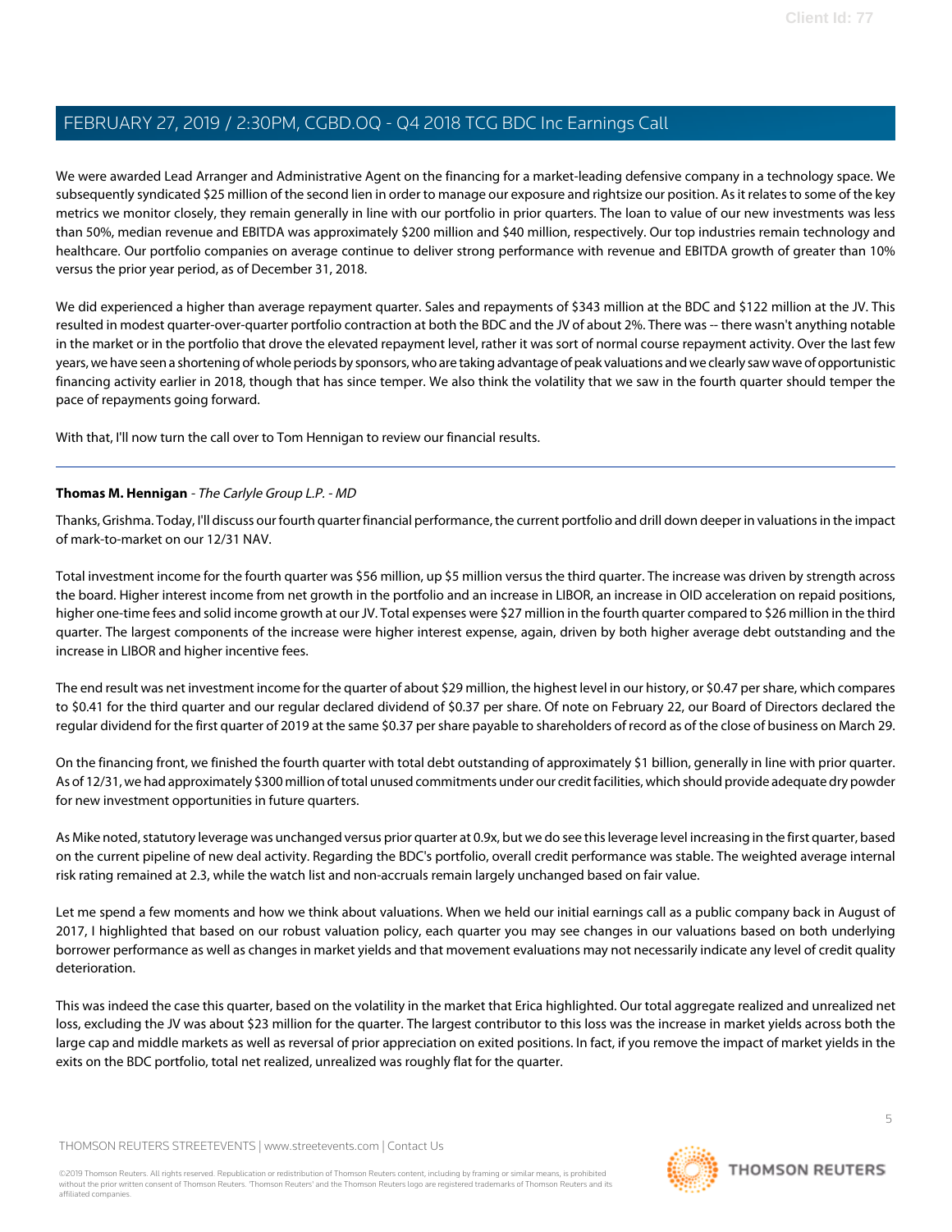We were awarded Lead Arranger and Administrative Agent on the financing for a market-leading defensive company in a technology space. We subsequently syndicated $25 million of the second lien in order to manage our exposure and rightsize our position. As it relates to some of the key metrics we monitor closely, they remain generally in line with our portfolio in prior quarters. The loan to value of our new investments was less than 50%, median revenue and EBITDA was approximately $200 million and $40 million, respectively. Our top industries remain technology and healthcare. Our portfolio companies on average continue to deliver strong performance with revenue and EBITDA growth of greater than 10% versus the prior year period, as of December 31, 2018.

We did experienced a higher than average repayment quarter. Sales and repayments of $343 million at the BDC and $122 million at the JV. This resulted in modest quarter-over-quarter portfolio contraction at both the BDC and the JV of about 2%. There was -- there wasn't anything notable in the market or in the portfolio that drove the elevated repayment level, rather it was sort of normal course repayment activity. Over the last few years, we have seen a shortening of whole periods by sponsors, who are taking advantage of peak valuations and we clearly saw wave of opportunistic financing activity earlier in 2018, though that has since temper. We also think the volatility that we saw in the fourth quarter should temper the pace of repayments going forward.

With that, I'll now turn the call over to Tom Hennigan to review our financial results.

---

**Thomas M. Hennigan** - *The Carlyle Group L.P. - MD*

Thanks, Grishma. Today, I'll discuss our fourth quarter financial performance, the current portfolio and drill down deeper in valuations in the impact of mark-to-market on our 12/31 NAV.

Total investment income for the fourth quarter was $56 million, up $5 million versus the third quarter. The increase was driven by strength across the board. Higher interest income from net growth in the portfolio and an increase in LIBOR, an increase in OID acceleration on repaid positions, higher one-time fees and solid income growth at our JV. Total expenses were $27 million in the fourth quarter compared to $26 million in the third quarter. The largest components of the increase were higher interest expense, again, driven by both higher average debt outstanding and the increase in LIBOR and higher incentive fees.

The end result was net investment income for the quarter of about $29 million, the highest level in our history, or $0.47 per share, which compares to $0.41 for the third quarter and our regular declared dividend of $0.37 per share. Of note on February 22, our Board of Directors declared the regular dividend for the first quarter of 2019 at the same $0.37 per share payable to shareholders of record as of the close of business on March 29.

On the financing front, we finished the fourth quarter with total debt outstanding of approximately $1 billion, generally in line with prior quarter. As of 12/31, we had approximately $300 million of total unused commitments under our credit facilities, which should provide adequate dry powder for new investment opportunities in future quarters.

As Mike noted, statutory leverage was unchanged versus prior quarter at 0.9x, but we do see this leverage level increasing in the first quarter, based on the current pipeline of new deal activity. Regarding the BDC's portfolio, overall credit performance was stable. The weighted average internal risk rating remained at 2.3, while the watch list and non-accruals remain largely unchanged based on fair value.

Let me spend a few moments and how we think about valuations. When we held our initial earnings call as a public company back in August of 2017, I highlighted that based on our robust valuation policy, each quarter you may see changes in our valuations based on both underlying borrower performance as well as changes in market yields and that movement evaluations may not necessarily indicate any level of credit quality deterioration.

This was indeed the case this quarter, based on the volatility in the market that Erica highlighted. Our total aggregate realized and unrealized net loss, excluding the JV was about $23 million for the quarter. The largest contributor to this loss was the increase in market yields across both the large cap and middle markets as well as reversal of prior appreciation on exited positions. In fact, if you remove the impact of market yields in the exits on the BDC portfolio, total net realized, unrealized was roughly flat for the quarter.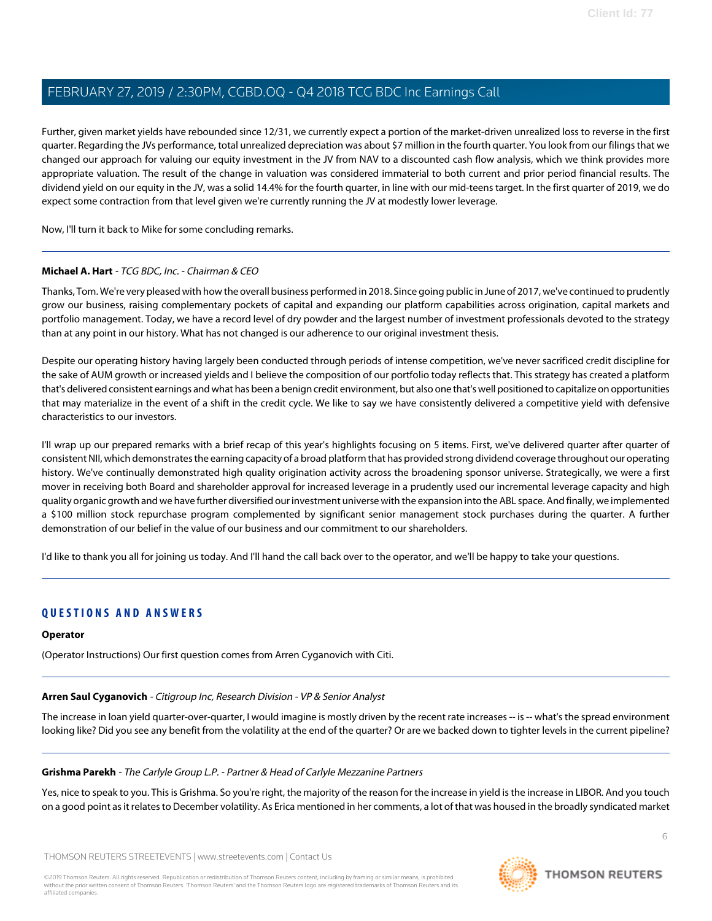Further, given market yields have rebounded since 12/31, we currently expect a portion of the market-driven unrealized loss to reverse in the first quarter. Regarding the JVs performance, total unrealized depreciation was about $7 million in the fourth quarter. You look from our filings that we changed our approach for valuing our equity investment in the JV from NAV to a discounted cash flow analysis, which we think provides more appropriate valuation. The result of the change in valuation was considered immaterial to both current and prior period financial results. The dividend yield on our equity in the JV, was a solid 14.4% for the fourth quarter, in line with our mid-teens target. In the first quarter of 2019, we do expect some contraction from that level given we're currently running the JV at modestly lower leverage.

Now, I'll turn it back to Mike for some concluding remarks.

---

**Michael A. Hart** - *TCG BDC, Inc. - Chairman & CEO*

Thanks, Tom. We're very pleased with how the overall business performed in 2018. Since going public in June of 2017, we've continued to prudently grow our business, raising complementary pockets of capital and expanding our platform capabilities across origination, capital markets and portfolio management. Today, we have a record level of dry powder and the largest number of investment professionals devoted to the strategy than at any point in our history. What has not changed is our adherence to our original investment thesis.

Despite our operating history having largely been conducted through periods of intense competition, we've never sacrificed credit discipline for the sake of AUM growth or increased yields and I believe the composition of our portfolio today reflects that. This strategy has created a platform that's delivered consistent earnings and what has been a benign credit environment, but also one that's well positioned to capitalize on opportunities that may materialize in the event of a shift in the credit cycle. We like to say we have consistently delivered a competitive yield with defensive characteristics to our investors.

I'll wrap up our prepared remarks with a brief recap of this year's highlights focusing on 5 items. First, we've delivered quarter after quarter of consistent NII, which demonstrates the earning capacity of a broad platform that has provided strong dividend coverage throughout our operating history. We've continually demonstrated high quality origination activity across the broadening sponsor universe. Strategically, we were a first mover in receiving both Board and shareholder approval for increased leverage in a prudently used our incremental leverage capacity and high quality organic growth and we have further diversified our investment universe with the expansion into the ABL space. And finally, we implemented a $100 million stock repurchase program complemented by significant senior management stock purchases during the quarter. A further demonstration of our belief in the value of our business and our commitment to our shareholders.

I'd like to thank you all for joining us today. And I'll hand the call back over to the operator, and we'll be happy to take your questions.

---

## QUESTIONS AND ANSWERS

**Operator**

(Operator Instructions) Our first question comes from Arren Cyganovich with Citi.

---

**Arren Saul Cyganovich** - *Citigroup Inc, Research Division - VP & Senior Analyst*

The increase in loan yield quarter-over-quarter, I would imagine is mostly driven by the recent rate increases -- is -- what's the spread environment looking like? Did you see any benefit from the volatility at the end of the quarter? Or are we backed down to tighter levels in the current pipeline?

---

**Grishma Parekh** - *The Carlyle Group L.P. - Partner & Head of Carlyle Mezzanine Partners*

Yes, nice to speak to you. This is Grishma. So you're right, the majority of the reason for the increase in yield is the increase in LIBOR. And you touch on a good point as it relates to December volatility. As Erica mentioned in her comments, a lot of that was housed in the broadly syndicated market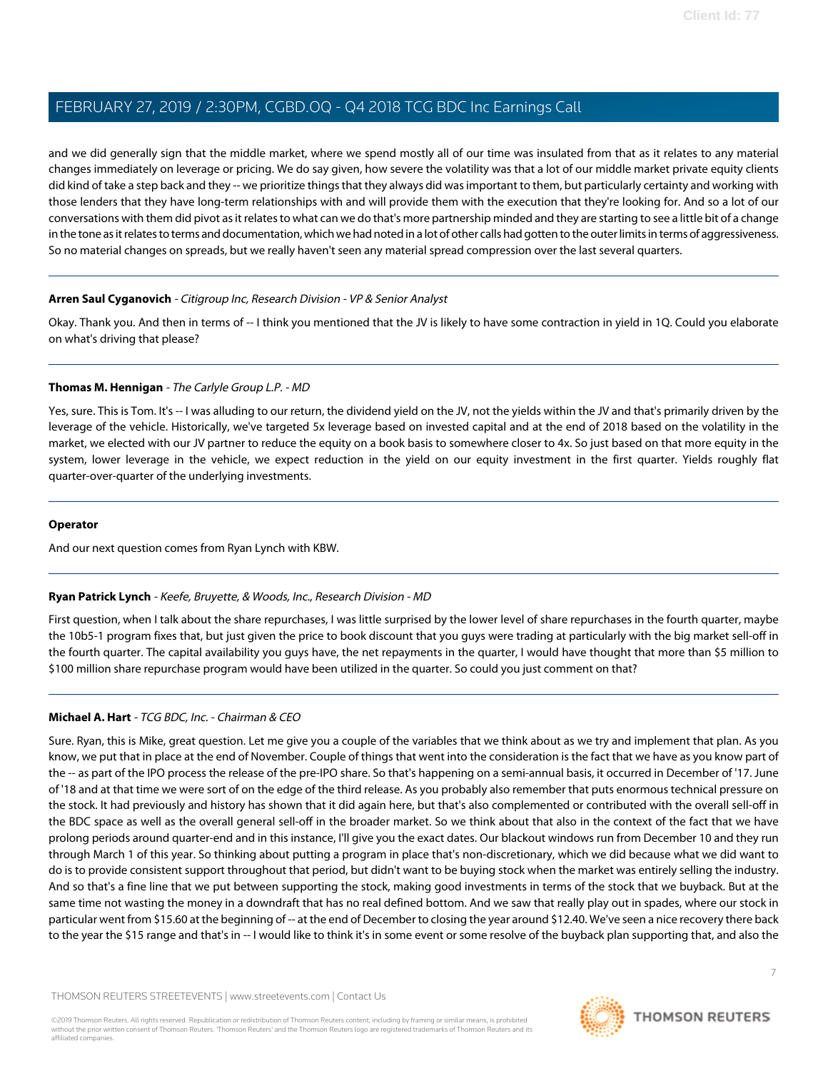and we did generally sign that the middle market, where we spend mostly all of our time was insulated from that as it relates to any material changes immediately on leverage or pricing. We do say given, how severe the volatility was that a lot of our middle market private equity clients did kind of take a step back and they -- we prioritize things that they always did was important to them, but particularly certainty and working with those lenders that they have long-term relationships with and will provide them with the execution that they're looking for. And so a lot of our conversations with them did pivot as it relates to what can we do that's more partnership minded and they are starting to see a little bit of a change in the tone as it relates to terms and documentation, which we had noted in a lot of other calls had gotten to the outer limits in terms of aggressiveness. So no material changes on spreads, but we really haven't seen any material spread compression over the last several quarters.

---

**Arren Saul Cyganovich** - *Citigroup Inc, Research Division - VP & Senior Analyst*

Okay. Thank you. And then in terms of -- I think you mentioned that the JV is likely to have some contraction in yield in 1Q. Could you elaborate on what's driving that please?

---

**Thomas M. Hennigan** - *The Carlyle Group L.P. - MD*

Yes, sure. This is Tom. It's -- I was alluding to our return, the dividend yield on the JV, not the yields within the JV and that's primarily driven by the leverage of the vehicle. Historically, we've targeted 5x leverage based on invested capital and at the end of 2018 based on the volatility in the market, we elected with our JV partner to reduce the equity on a book basis to somewhere closer to 4x. So just based on that more equity in the system, lower leverage in the vehicle, we expect reduction in the yield on our equity investment in the first quarter. Yields roughly flat quarter-over-quarter of the underlying investments.

---

**Operator**

And our next question comes from Ryan Lynch with KBW.

---

**Ryan Patrick Lynch** - *Keefe, Bruyette, & Woods, Inc., Research Division - MD*

First question, when I talk about the share repurchases, I was little surprised by the lower level of share repurchases in the fourth quarter, maybe the 10b5-1 program fixes that, but just given the price to book discount that you guys were trading at particularly with the big market sell-off in the fourth quarter. The capital availability you guys have, the net repayments in the quarter, I would have thought that more than $5 million to $100 million share repurchase program would have been utilized in the quarter. So could you just comment on that?

---

**Michael A. Hart** - *TCG BDC, Inc. - Chairman & CEO*

Sure. Ryan, this is Mike, great question. Let me give you a couple of the variables that we think about as we try and implement that plan. As you know, we put that in place at the end of November. Couple of things that went into the consideration is the fact that we have as you know part of the -- as part of the IPO process the release of the pre-IPO share. So that's happening on a semi-annual basis, it occurred in December of '17. June of '18 and at that time we were sort of on the edge of the third release. As you probably also remember that puts enormous technical pressure on the stock. It had previously and history has shown that it did again here, but that's also complemented or contributed with the overall sell-off in the BDC space as well as the overall general sell-off in the broader market. So we think about that also in the context of the fact that we have prolong periods around quarter-end and in this instance, I'll give you the exact dates. Our blackout windows run from December 10 and they run through March 1 of this year. So thinking about putting a program in place that's non-discretionary, which we did because what we did want to do is to provide consistent support throughout that period, but didn't want to be buying stock when the market was entirely selling the industry. And so that's a fine line that we put between supporting the stock, making good investments in terms of the stock that we buyback. But at the same time not wasting the money in a downdraft that has no real defined bottom. And we saw that really play out in spades, where our stock in particular went from $15.60 at the beginning of -- at the end of December to closing the year around $12.40. We've seen a nice recovery there back to the year the $15 range and that's in -- I would like to think it's in some event or some resolve of the buyback plan supporting that, and also the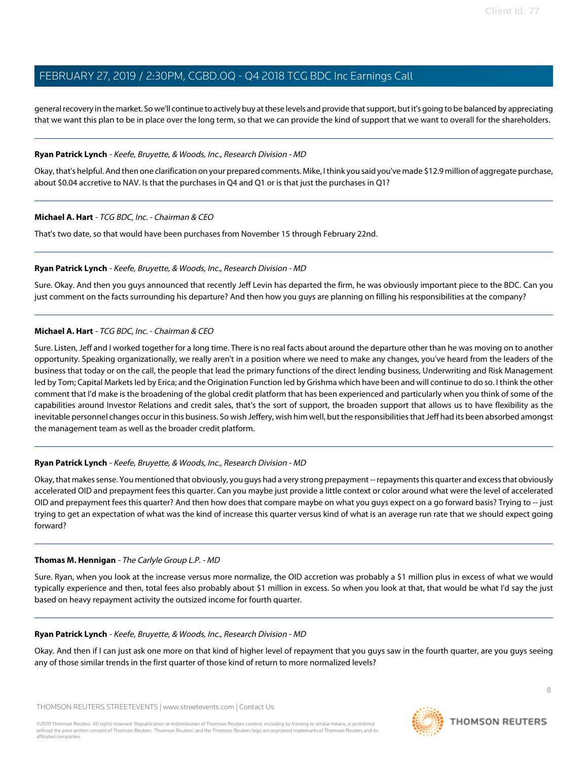general recovery in the market. So we'll continue to actively buy at these levels and provide that support, but it's going to be balanced by appreciating that we want this plan to be in place over the long term, so that we can provide the kind of support that we want to overall for the shareholders.

---

**Ryan Patrick Lynch** - *Keefe, Bruyette, & Woods, Inc., Research Division - MD*

Okay, that's helpful. And then one clarification on your prepared comments. Mike, I think you said you've made $12.9 million of aggregate purchase, about $0.04 accretive to NAV. Is that the purchases in Q4 and Q1 or is that just the purchases in Q1?

---

**Michael A. Hart** - *TCG BDC, Inc. - Chairman & CEO*

That's two date, so that would have been purchases from November 15 through February 22nd.

---

**Ryan Patrick Lynch** - *Keefe, Bruyette, & Woods, Inc., Research Division - MD*

Sure. Okay. And then you guys announced that recently Jeff Levin has departed the firm, he was obviously important piece to the BDC. Can you just comment on the facts surrounding his departure? And then how you guys are planning on filling his responsibilities at the company?

---

**Michael A. Hart** - *TCG BDC, Inc. - Chairman & CEO*

Sure. Listen, Jeff and I worked together for a long time. There is no real facts about around the departure other than he was moving on to another opportunity. Speaking organizationally, we really aren't in a position where we need to make any changes, you've heard from the leaders of the business that today or on the call, the people that lead the primary functions of the direct lending business, Underwriting and Risk Management led by Tom; Capital Markets led by Erica; and the Origination Function led by Grishma which have been and will continue to do so. I think the other comment that I'd make is the broadening of the global credit platform that has been experienced and particularly when you think of some of the capabilities around Investor Relations and credit sales, that's the sort of support, the broaden support that allows us to have flexibility as the inevitable personnel changes occur in this business. So wish Jeffery, wish him well, but the responsibilities that Jeff had its been absorbed amongst the management team as well as the broader credit platform.

---

**Ryan Patrick Lynch** - *Keefe, Bruyette, & Woods, Inc., Research Division - MD*

Okay, that makes sense. You mentioned that obviously, you guys had a very strong prepayment -- repayments this quarter and excess that obviously accelerated OID and prepayment fees this quarter. Can you maybe just provide a little context or color around what were the level of accelerated OID and prepayment fees this quarter? And then how does that compare maybe on what you guys expect on a go forward basis? Trying to -- just trying to get an expectation of what was the kind of increase this quarter versus kind of what is an average run rate that we should expect going forward?

---

**Thomas M. Hennigan** - *The Carlyle Group L.P. - MD*

Sure. Ryan, when you look at the increase versus more normalize, the OID accretion was probably a $1 million plus in excess of what we would typically experience and then, total fees also probably about $1 million in excess. So when you look at that, that would be what I'd say the just based on heavy repayment activity the outsized income for fourth quarter.

---

**Ryan Patrick Lynch** - *Keefe, Bruyette, & Woods, Inc., Research Division - MD*

Okay. And then if I can just ask one more on that kind of higher level of repayment that you guys saw in the fourth quarter, are you guys seeing any of those similar trends in the first quarter of those kind of return to more normalized levels?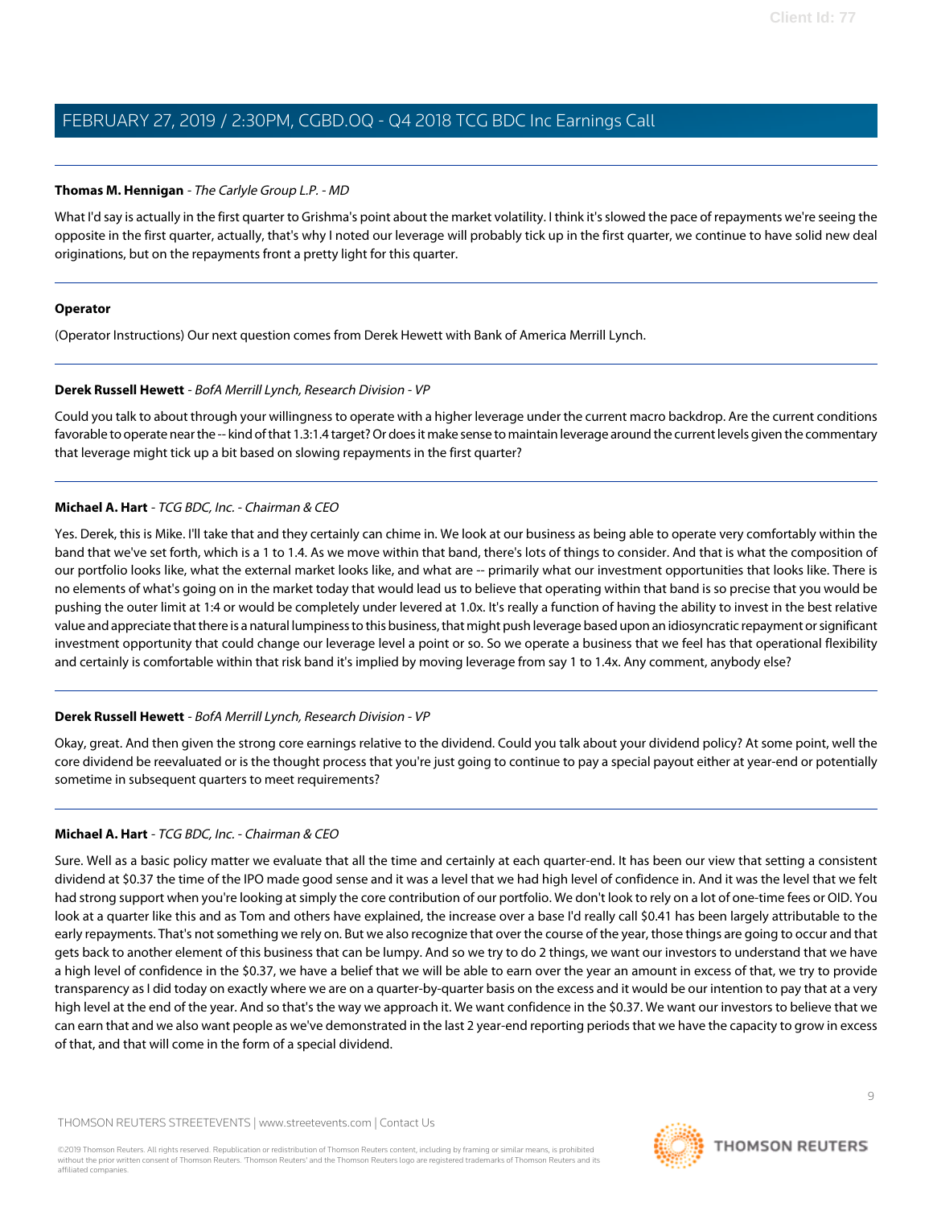**Thomas M. Hennigan** - *The Carlyle Group L.P. - MD*

What I'd say is actually in the first quarter to Grishma's point about the market volatility. I think it's slowed the pace of repayments we're seeing the opposite in the first quarter, actually, that's why I noted our leverage will probably tick up in the first quarter, we continue to have solid new deal originations, but on the repayments front a pretty light for this quarter.

---

**Operator**

(Operator Instructions) Our next question comes from Derek Hewett with Bank of America Merrill Lynch.

---

**Derek Russell Hewett** - *BofA Merrill Lynch, Research Division - VP*

Could you talk to about through your willingness to operate with a higher leverage under the current macro backdrop. Are the current conditions favorable to operate near the -- kind of that 1.3:1.4 target? Or does it make sense to maintain leverage around the current levels given the commentary that leverage might tick up a bit based on slowing repayments in the first quarter?

---

**Michael A. Hart** - *TCG BDC, Inc. - Chairman & CEO*

Yes. Derek, this is Mike. I'll take that and they certainly can chime in. We look at our business as being able to operate very comfortably within the band that we've set forth, which is a 1 to 1.4. As we move within that band, there's lots of things to consider. And that is what the composition of our portfolio looks like, what the external market looks like, and what are -- primarily what our investment opportunities that looks like. There is no elements of what's going on in the market today that would lead us to believe that operating within that band is so precise that you would be pushing the outer limit at 1:4 or would be completely under levered at 1.0x. It's really a function of having the ability to invest in the best relative value and appreciate that there is a natural lumpiness to this business, that might push leverage based upon an idiosyncratic repayment or significant investment opportunity that could change our leverage level a point or so. So we operate a business that we feel has that operational flexibility and certainly is comfortable within that risk band it's implied by moving leverage from say 1 to 1.4x. Any comment, anybody else?

---

**Derek Russell Hewett** - *BofA Merrill Lynch, Research Division - VP*

Okay, great. And then given the strong core earnings relative to the dividend. Could you talk about your dividend policy? At some point, well the core dividend be reevaluated or is the thought process that you're just going to continue to pay a special payout either at year-end or potentially sometime in subsequent quarters to meet requirements?

---

**Michael A. Hart** - *TCG BDC, Inc. - Chairman & CEO*

Sure. Well as a basic policy matter we evaluate that all the time and certainly at each quarter-end. It has been our view that setting a consistent dividend at $0.37 the time of the IPO made good sense and it was a level that we had high level of confidence in. And it was the level that we felt had strong support when you're looking at simply the core contribution of our portfolio. We don't look to rely on a lot of one-time fees or OID. You look at a quarter like this and as Tom and others have explained, the increase over a base I'd really call $0.41 has been largely attributable to the early repayments. That's not something we rely on. But we also recognize that over the course of the year, those things are going to occur and that gets back to another element of this business that can be lumpy. And so we try to do 2 things, we want our investors to understand that we have a high level of confidence in the $0.37, we have a belief that we will be able to earn over the year an amount in excess of that, we try to provide transparency as I did today on exactly where we are on a quarter-by-quarter basis on the excess and it would be our intention to pay that at a very high level at the end of the year. And so that's the way we approach it. We want confidence in the $0.37. We want our investors to believe that we can earn that and we also want people as we've demonstrated in the last 2 year-end reporting periods that we have the capacity to grow in excess of that, and that will come in the form of a special dividend.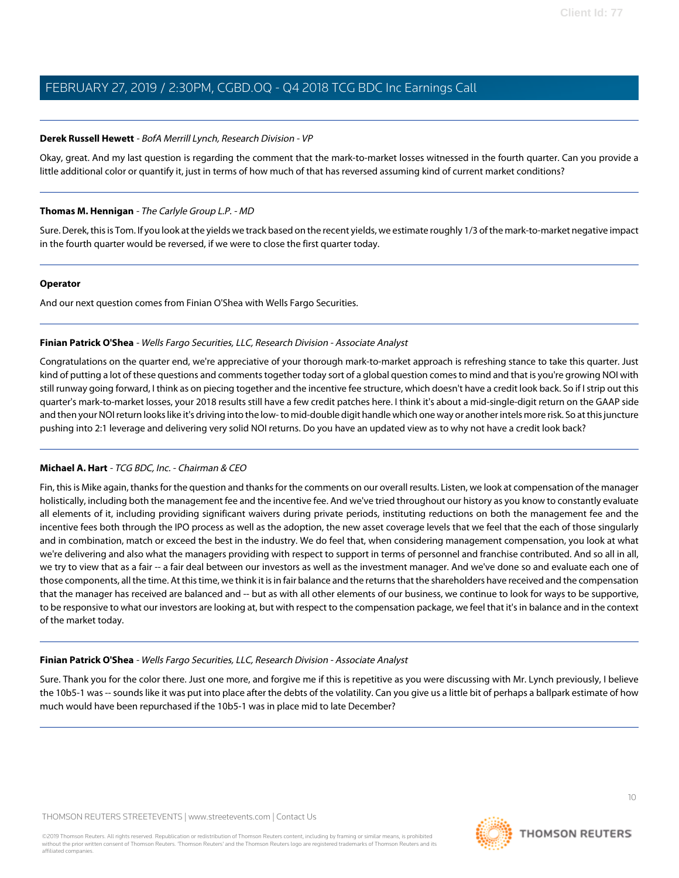**Derek Russell Hewett** - *BofA Merrill Lynch, Research Division - VP*

Okay, great. And my last question is regarding the comment that the mark-to-market losses witnessed in the fourth quarter. Can you provide a little additional color or quantify it, just in terms of how much of that has reversed assuming kind of current market conditions?

**Thomas M. Hennigan** - *The Carlyle Group L.P. - MD*

Sure. Derek, this is Tom. If you look at the yields we track based on the recent yields, we estimate roughly 1/3 of the mark-to-market negative impact in the fourth quarter would be reversed, if we were to close the first quarter today.

**Operator**

And our next question comes from Finian O'Shea with Wells Fargo Securities.

**Finian Patrick O'Shea** - *Wells Fargo Securities, LLC, Research Division - Associate Analyst*

Congratulations on the quarter end, we're appreciative of your thorough mark-to-market approach is refreshing stance to take this quarter. Just kind of putting a lot of these questions and comments together today sort of a global question comes to mind and that is you're growing NOI with still runway going forward, I think as on piecing together and the incentive fee structure, which doesn't have a credit look back. So if I strip out this quarter's mark-to-market losses, your 2018 results still have a few credit patches here. I think it's about a mid-single-digit return on the GAAP side and then your NOI return looks like it's driving into the low- to mid-double digit handle which one way or another intels more risk. So at this juncture pushing into 2:1 leverage and delivering very solid NOI returns. Do you have an updated view as to why not have a credit look back?

**Michael A. Hart** - *TCG BDC, Inc. - Chairman & CEO*

Fin, this is Mike again, thanks for the question and thanks for the comments on our overall results. Listen, we look at compensation of the manager holistically, including both the management fee and the incentive fee. And we've tried throughout our history as you know to constantly evaluate all elements of it, including providing significant waivers during private periods, instituting reductions on both the management fee and the incentive fees both through the IPO process as well as the adoption, the new asset coverage levels that we feel that the each of those singularly and in combination, match or exceed the best in the industry. We do feel that, when considering management compensation, you look at what we're delivering and also what the managers providing with respect to support in terms of personnel and franchise contributed. And so all in all, we try to view that as a fair -- a fair deal between our investors as well as the investment manager. And we've done so and evaluate each one of those components, all the time. At this time, we think it is in fair balance and the returns that the shareholders have received and the compensation that the manager has received are balanced and -- but as with all other elements of our business, we continue to look for ways to be supportive, to be responsive to what our investors are looking at, but with respect to the compensation package, we feel that it's in balance and in the context of the market today.

**Finian Patrick O'Shea** - *Wells Fargo Securities, LLC, Research Division - Associate Analyst*

Sure. Thank you for the color there. Just one more, and forgive me if this is repetitive as you were discussing with Mr. Lynch previously, I believe the 10b5-1 was -- sounds like it was put into place after the debts of the volatility. Can you give us a little bit of perhaps a ballpark estimate of how much would have been repurchased if the 10b5-1 was in place mid to late December?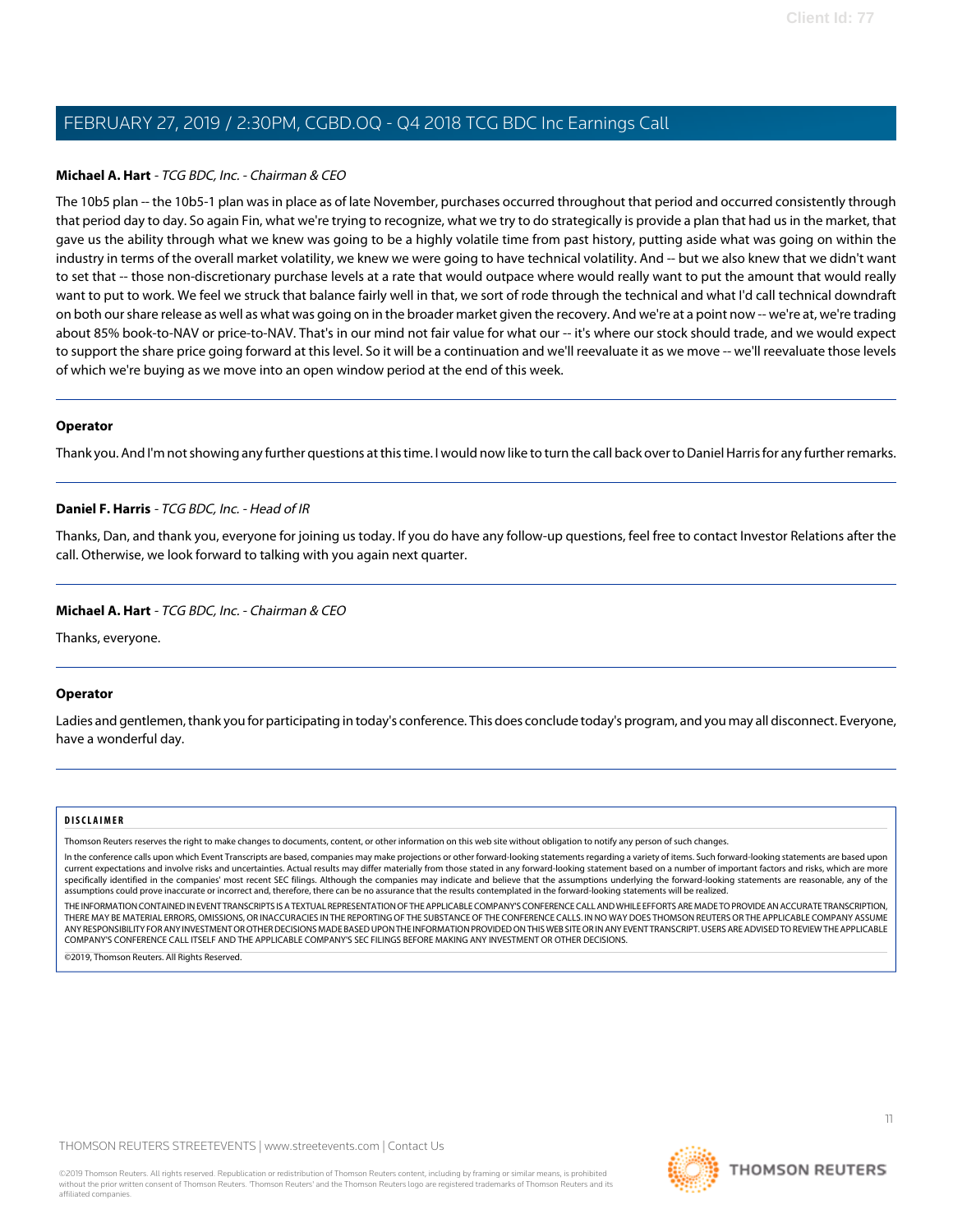**Michael A. Hart** - *TCG BDC, Inc. - Chairman & CEO*

The 10b5 plan -- the 10b5-1 plan was in place as of late November, purchases occurred throughout that period and occurred consistently through that period day to day. So again Fin, what we're trying to recognize, what we try to do strategically is provide a plan that had us in the market, that gave us the ability through what we knew was going to be a highly volatile time from past history, putting aside what was going on within the industry in terms of the overall market volatility, we knew we were going to have technical volatility. And -- but we also knew that we didn't want to set that -- those non-discretionary purchase levels at a rate that would outpace where would really want to put the amount that would really want to put to work. We feel we struck that balance fairly well in that, we sort of rode through the technical and what I'd call technical downdraft on both our share release as well as what was going on in the broader market given the recovery. And we're at a point now -- we're at, we're trading about 85% book-to-NAV or price-to-NAV. That's in our mind not fair value for what our -- it's where our stock should trade, and we would expect to support the share price going forward at this level. So it will be a continuation and we'll reevaluate it as we move -- we'll reevaluate those levels of which we're buying as we move into an open window period at the end of this week.

---

**Operator**

Thank you. And I'm not showing any further questions at this time. I would now like to turn the call back over to Daniel Harris for any further remarks.

---

**Daniel F. Harris** - *TCG BDC, Inc. - Head of IR*

Thanks, Dan, and thank you, everyone for joining us today. If you do have any follow-up questions, feel free to contact Investor Relations after the call. Otherwise, we look forward to talking with you again next quarter.

---

**Michael A. Hart** - *TCG BDC, Inc. - Chairman & CEO*

Thanks, everyone.

---

**Operator**

Ladies and gentlemen, thank you for participating in today's conference. This does conclude today's program, and you may all disconnect. Everyone, have a wonderful day.

---

**DISCLAIMER**

Thomson Reuters reserves the right to make changes to documents, content, or other information on this web site without obligation to notify any person of such changes.

In the conference calls upon which Event Transcripts are based, companies may make projections or other forward-looking statements regarding a variety of items. Such forward-looking statements are based upon current expectations and involve risks and uncertainties. Actual results may differ materially from those stated in any forward-looking statement based on a number of important factors and risks, which are more specifically identified in the companies' most recent SEC filings. Although the companies may indicate and believe that the assumptions underlying the forward-looking statements are reasonable, any of the assumptions could prove inaccurate or incorrect and, therefore, there can be no assurance that the results contemplated in the forward-looking statements will be realized.

THE INFORMATION CONTAINED IN EVENT TRANSCRIPTS IS A TEXTUAL REPRESENTATION OF THE APPLICABLE COMPANY'S CONFERENCE CALL AND WHILE EFFORTS ARE MADE TO PROVIDE AN ACCURATE TRANSCRIPTION, THERE MAY BE MATERIAL ERRORS, OMISSIONS, OR INACCURACIES IN THE REPORTING OF THE SUBSTANCE OF THE CONFERENCE CALLS. IN NO WAY DOES THOMSON REUTERS OR THE APPLICABLE COMPANY ASSUME ANY RESPONSIBILITY FOR ANY INVESTMENT OR OTHER DECISIONS MADE BASED UPON THE INFORMATION PROVIDED ON THIS WEB SITE OR IN ANY EVENT TRANSCRIPT. USERS ARE ADVISED TO REVIEW THE APPLICABLE COMPANY'S CONFERENCE CALL ITSELF AND THE APPLICABLE COMPANY'S SEC FILINGS BEFORE MAKING ANY INVESTMENT OR OTHER DECISIONS.

©2019, Thomson Reuters. All Rights Reserved.